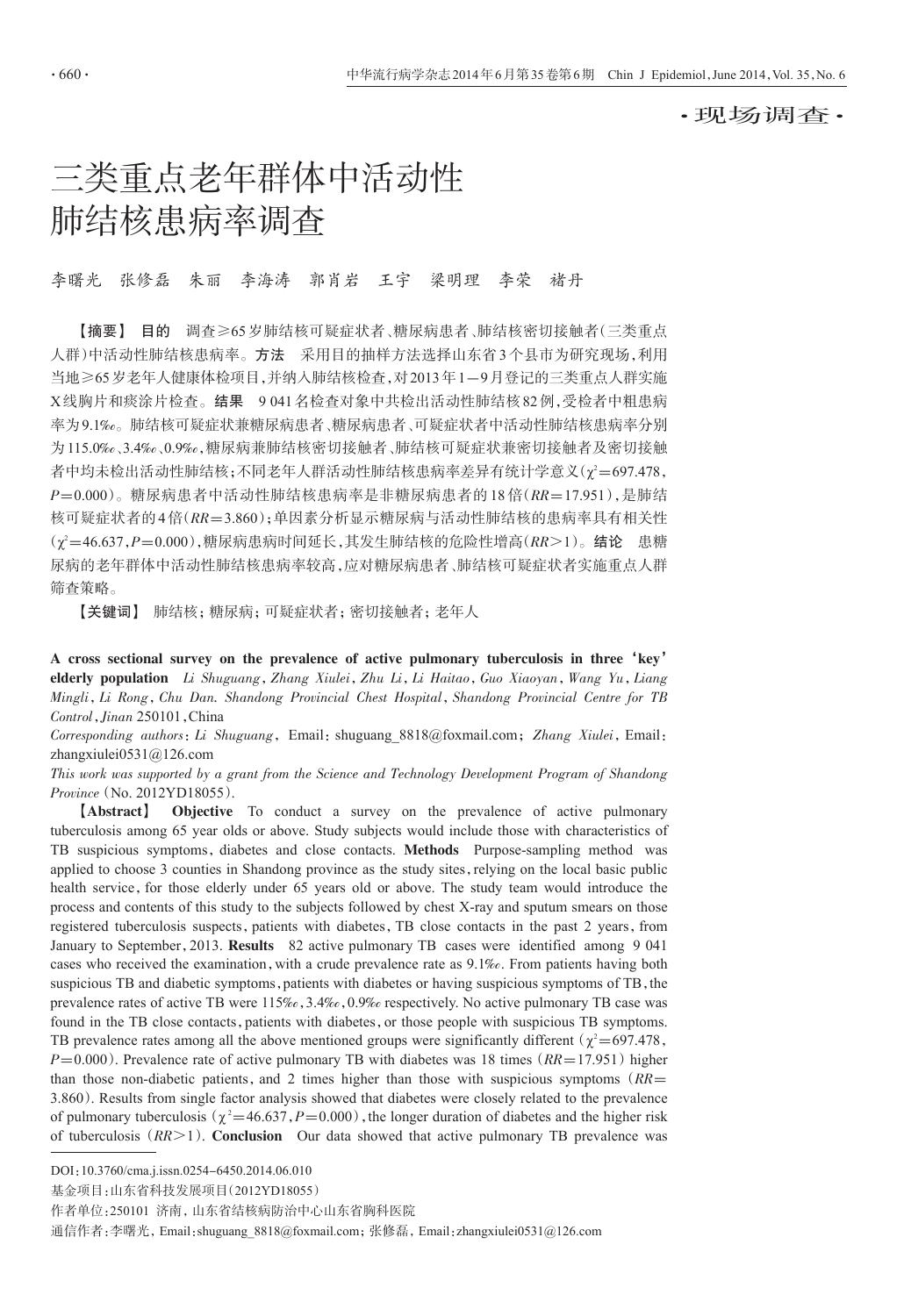·现场调查·

# 三类重点老年群体中活动性肺结核患病率调查

李曙光　张修磊　朱丽　李海涛　郭肖岩　王宇　梁明理　李荣　褚丹

【摘要】 **目的**　调查≥65岁肺结核可疑症状者、糖尿病患者、肺结核密切接触者(三类重点人群)中活动性肺结核患病率。**方法**　采用目的抽样方法选择山东省3个县市为研究现场,利用当地≥65岁老年人健康体检项目,并纳入肺结核检查,对2013年1—9月登记的三类重点人群实施X线胸片和痰涂片检查。**结果**　9 041名检查对象中共检出活动性肺结核82例,受检者中粗患病率为9.1‰。肺结核可疑症状兼糖尿病患者、糖尿病患者、可疑症状者中活动性肺结核患病率分别为115.0‰、3.4‰、0.9‰,糖尿病兼肺结核密切接触者、肺结核可疑症状兼密切接触者及密切接触者中均未检出活动性肺结核;不同老年人群活动性肺结核患病率差异有统计学意义($\chi^2$=697.478,$P$=0.000)。糖尿病患者中活动性肺结核患病率是非糖尿病患者的18倍($RR$=17.951),是肺结核可疑症状者的4倍($RR$=3.860);单因素分析显示糖尿病与活动性肺结核的患病率具有相关性($\chi^2$=46.637,$P$=0.000),糖尿病患病时间延长,其发生肺结核的危险性增高($RR$>1)。**结论**　患糖尿病的老年群体中活动性肺结核患病率较高,应对糖尿病患者、肺结核可疑症状者实施重点人群筛查策略。

【关键词】 肺结核;糖尿病;可疑症状者;密切接触者;老年人

**A cross sectional survey on the prevalence of active pulmonary tuberculosis in three 'key' elderly population** *Li Shuguang, Zhang Xiulei, Zhu Li, Li Haitao, Guo Xiaoyan, Wang Yu, Liang Mingli, Li Rong, Chu Dan. Shandong Provincial Chest Hospital, Shandong Provincial Centre for TB Control, Jinan* 250101, China

*Corresponding authors: Li Shuguang*, Email: shuguang_8818@foxmail.com; *Zhang Xiulei*, Email: zhangxiulei0531@126.com

*This work was supported by a grant from the Science and Technology Development Program of Shandong Province* (No. 2012YD18055).

【**Abstract**】 **Objective** To conduct a survey on the prevalence of active pulmonary tuberculosis among 65 year olds or above. Study subjects would include those with characteristics of TB suspicious symptoms, diabetes and close contacts. **Methods** Purpose-sampling method was applied to choose 3 counties in Shandong province as the study sites, relying on the local basic public health service, for those elderly under 65 years old or above. The study team would introduce the process and contents of this study to the subjects followed by chest X-ray and sputum smears on those registered tuberculosis suspects, patients with diabetes, TB close contacts in the past 2 years, from January to September, 2013. **Results** 82 active pulmonary TB cases were identified among 9 041 cases who received the examination, with a crude prevalence rate as 9.1‰. From patients having both suspicious TB and diabetic symptoms, patients with diabetes or having suspicious symptoms of TB, the prevalence rates of active TB were 115‰, 3.4‰, 0.9‰ respectively. No active pulmonary TB case was found in the TB close contacts, patients with diabetes, or those people with suspicious TB symptoms. TB prevalence rates among all the above mentioned groups were significantly different ($\chi^2$=697.478, $P$=0.000). Prevalence rate of active pulmonary TB with diabetes was 18 times ($RR$=17.951) higher than those non-diabetic patients, and 2 times higher than those with suspicious symptoms ($RR$=3.860). Results from single factor analysis showed that diabetes were closely related to the prevalence of pulmonary tuberculosis ($\chi^2$=46.637, $P$=0.000), the longer duration of diabetes and the higher risk of tuberculosis ($RR$>1). **Conclusion** Our data showed that active pulmonary TB prevalence was

DOI:10.3760/cma.j.issn.0254-6450.2014.06.010

基金项目:山东省科技发展项目(2012YD18055)

作者单位:250101 济南,山东省结核病防治中心山东省胸科医院

通信作者:李曙光,Email:shuguang_8818@foxmail.com;张修磊,Email:zhangxiulei0531@126.com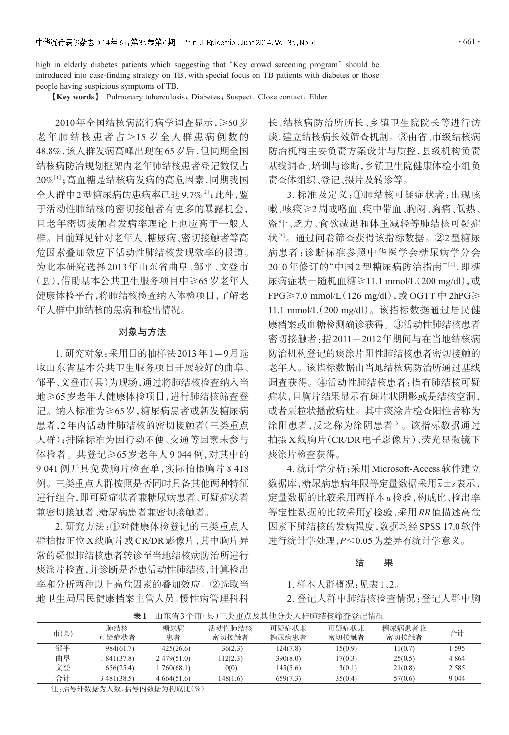high in elderly diabetes patients which suggesting that 'Key crowd screening program' should be introduced into case-finding strategy on TB, with special focus on TB patients with diabetes or those people having suspicious symptoms of TB.

【**Key words**】 Pulmonary tuberculosis; Diabetes; Suspect; Close contact; Elder

2010年全国结核病流行病学调查显示，≥60岁老年肺结核患者占>15岁全人群患病例数的48.8%，该人群发病高峰出现在65岁后，但同期全国结核病防治规划框架内老年肺结核患者登记数仅占20%[1]；高血糖是结核病发病的高危因素，同期我国全人群中2型糖尿病的患病率已达9.7%[2]；此外，鉴于活动性肺结核的密切接触者有更多的暴露机会，且老年密切接触者发病率理论上也应高于一般人群。目前鲜见针对老年人、糖尿病、密切接触者等高危因素叠加效应下活动性肺结核发现效率的报道。为此本研究选择2013年山东省曲阜、邹平、文登市(县)，借助基本公共卫生服务项目中≥65岁老年人健康体检平台，将肺结核检查纳入体检项目，了解老年人群中肺结核的患病和检出情况。

## 对象与方法

1. 研究对象：采用目的抽样法2013年1—9月选取山东省基本公共卫生服务项目开展较好的曲阜、邹平、文登市(县)为现场，通过将肺结核检查纳入当地≥65岁老年人健康体检项目，进行肺结核筛查登记。纳入标准为≥65岁，糖尿病患者或新发糖尿病患者，2年内活动性肺结核的密切接触者(三类重点人群)；排除标准为因行动不便、交通等因素未参与体检者。共登记≥65岁老年人9 044例，对其中的9 041例开具免费胸片检查单，实际拍摄胸片8 418例。三类重点人群按照是否同时具备其他两种特征进行组合，即可疑症状者兼糖尿病患者、可疑症状者兼密切接触者、糖尿病患者兼密切接触者。

2. 研究方法：①对健康体检登记的三类重点人群拍摄正位X线胸片或CR/DR影像片，其中胸片异常的疑似肺结核患者转诊至当地结核病防治所进行痰涂片检查，并诊断是否患活动性肺结核，计算检出率和分析两种以上高危因素的叠加效应。②选取当地卫生局居民健康档案主管人员、慢性病管理科科长、结核病防治所所长、乡镇卫生院院长等进行访谈，建立结核病长效筛查机制。③由省、市级结核病防治机构主要负责方案设计与质控，县级机构负责基线调查、培训与诊断，乡镇卫生院健康体检小组负责查体组织、登记、摄片及转诊等。

3. 标准及定义：①肺结核可疑症状者：出现咳嗽、咳痰≥2周或咯血、痰中带血、胸闷、胸痛、低热、盗汗、乏力、食欲减退和体重减轻等肺结核可疑症状[3]。通过问卷筛查获得该指标数据。②2型糖尿病患者：诊断标准参照中华医学会糖尿病学分会2010年修订的"中国2型糖尿病防治指南"[4]，即糖尿病症状+随机血糖≥11.1 mmol/L(200 mg/dl)，或FPG≥7.0 mmol/L(126 mg/dl)，或OGTT中2hPG≥11.1 mmol/L(200 mg/dl)。该指标数据通过居民健康档案或血糖检测确诊获得。③活动性肺结核患者密切接触者：指2011—2012年期间与在当地结核病防治机构登记的痰涂片阳性肺结核患者密切接触的老年人。该指标数据由当地结核病防治所通过基线调查获得。④活动性肺结核患者：指有肺结核可疑症状，且胸片结果显示有斑片状阴影或是结核空洞，或者粟粒状播散病灶。其中痰涂片检查阳性者称为涂阳患者，反之称为涂阴患者[3]。该指标数据通过拍摄X线胸片(CR/DR电子影像片)、荧光显微镜下痰涂片检查获得。

4. 统计学分析：采用Microsoft-Access软件建立数据库，糖尿病患病年限等定量数据采用$\bar{x}\pm s$表示，定量数据的比较采用两样本$u$检验，构成比、检出率等定性数据的比较采用$\chi^2$检验，采用$RR$值描述高危因素下肺结核的发病强度，数据均经SPSS 17.0软件进行统计学处理，$P<0.05$为差异有统计学意义。

## 结果

1. 样本人群概况：见表1、2。

2. 登记人群中肺结核检查情况：登记人群中胸

**表1** 山东省3个市(县)三类重点及其他分类人群肺结核筛查登记情况

| 市(县) | 肺结核可疑症状者 | 糖尿病患者 | 活动性肺结核密切接触者 | 可疑症状兼糖尿病患者 | 可疑症状兼密切接触者 | 糖尿病患者兼密切接触者 | 合计 |
|---|---|---|---|---|---|---|---|
| 邹平 | 984(61.7) | 425(26.6) | 36(2.3) | 124(7.8) | 15(0.9) | 11(0.7) | 1 595 |
| 曲阜 | 1 841(37.8) | 2 479(51.0) | 112(2.3) | 390(8.0) | 17(0.3) | 25(0.5) | 4 864 |
| 文登 | 656(25.4) | 1 760(68.1) | 0(0) | 145(5.6) | 3(0.1) | 21(0.8) | 2 585 |
| 合计 | 3 481(38.5) | 4 664(51.6) | 148(1.6) | 659(7.3) | 35(0.4) | 57(0.6) | 9 044 |

注：括号外数据为人数，括号内数据为构成比(%)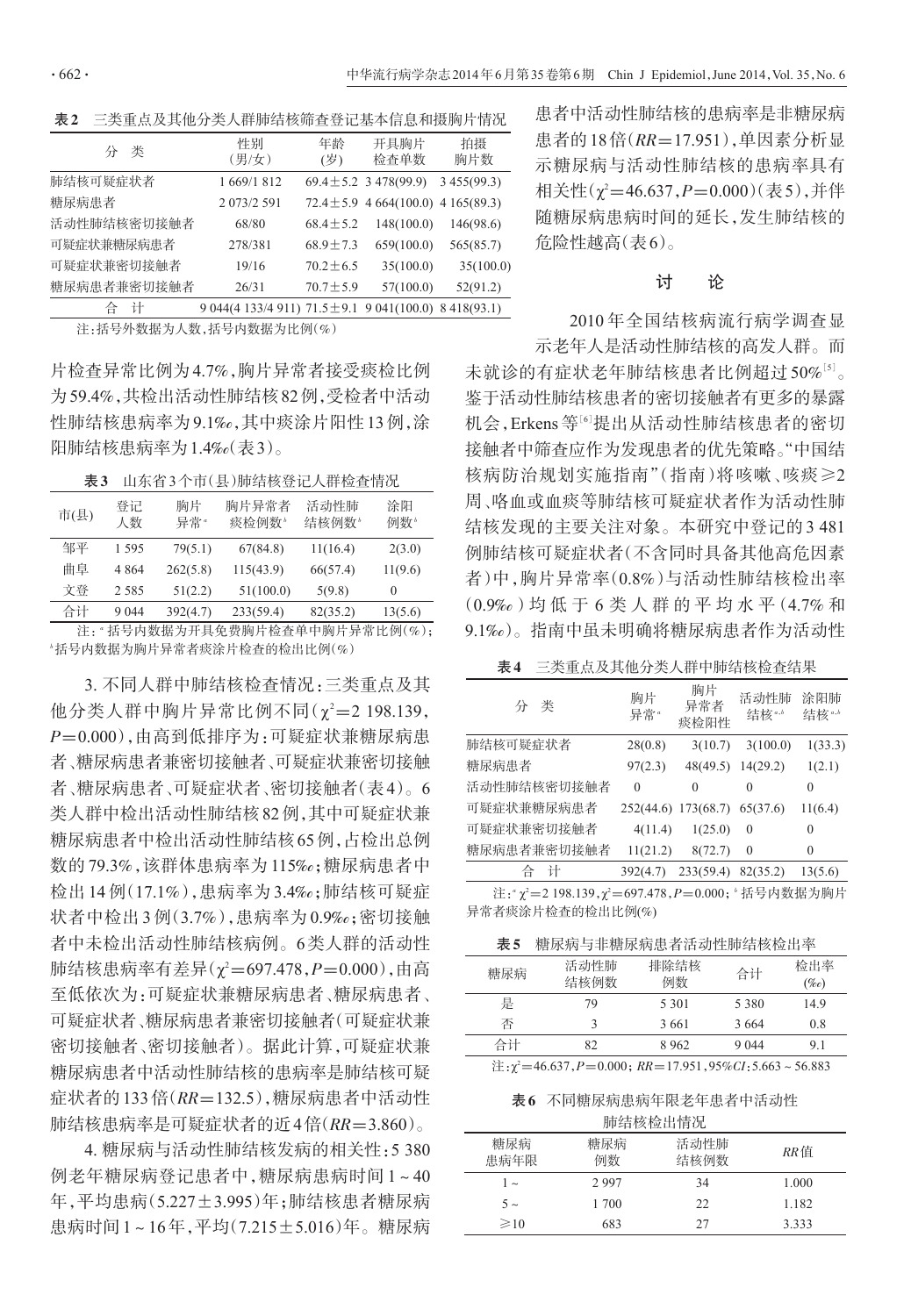**表2** 三类重点及其他分类人群肺结核筛查登记基本信息和摄胸片情况

| 分类 | 性别(男/女) | 年龄(岁) | 开具胸片检查单数 | 拍摄胸片数 |
|---|---|---|---|---|
| 肺结核可疑症状者 | 1 669/1 812 | 69.4±5.2 | 3 478(99.9) | 3 455(99.3) |
| 糖尿病患者 | 2 073/2 591 | 72.4±5.9 | 4 664(100.0) | 4 165(89.3) |
| 活动性肺结核密切接触者 | 68/80 | 68.4±5.2 | 148(100.0) | 146(98.6) |
| 可疑症状兼糖尿病患者 | 278/381 | 68.9±7.3 | 659(100.0) | 565(85.7) |
| 可疑症状兼密切接触者 | 19/16 | 70.2±6.5 | 35(100.0) | 35(100.0) |
| 糖尿病患者兼密切接触者 | 26/31 | 70.7±5.9 | 57(100.0) | 52(91.2) |
| 合计 | 9 044(4 133/4 911) | 71.5±9.1 | 9 041(100.0) | 8 418(93.1) |

注:括号外数据为人数,括号内数据为比例(%)

片检查异常比例为4.7%,胸片异常者接受痰检比例为59.4%,共检出活动性肺结核82例,受检者中活动性肺结核患病率为9.1‰,其中痰涂片阳性13例,涂阳肺结核患病率为1.4‰(表3)。

**表3** 山东省3个市(县)肺结核登记人群检查情况

| 市(县) | 登记人数 | 胸片异常[a] | 胸片异常者痰检例数[b] | 活动性肺结核例数[b] | 涂阳例数[b] |
|---|---|---|---|---|---|
| 邹平 | 1 595 | 79(5.1) | 67(84.8) | 11(16.4) | 2(3.0) |
| 曲阜 | 4 864 | 262(5.8) | 115(43.9) | 66(57.4) | 11(9.6) |
| 文登 | 2 585 | 51(2.2) | 51(100.0) | 5(9.8) | 0 |
| 合计 | 9 044 | 392(4.7) | 233(59.4) | 82(35.2) | 13(5.6) |

注:[a]括号内数据为开具免费胸片检查单中胸片异常比例(%);[b]括号内数据为胸片异常者痰涂片检查的检出比例(%)

3. 不同人群中肺结核检查情况:三类重点及其他分类人群中胸片异常比例不同($\chi^2$=2 198.139,$P$=0.000),由高到低排序为:可疑症状兼糖尿病患者、糖尿病患者兼密切接触者、可疑症状兼密切接触者、糖尿病患者、可疑症状者、密切接触者(表4)。6类人群中检出活动性肺结核82例,其中可疑症状兼糖尿病患者中检出活动性肺结核65例,占检出总例数的79.3%,该群体患病率为115‰;糖尿病患者中检出14例(17.1%),患病率为3.4‰;肺结核可疑症状者中检出3例(3.7%),患病率为0.9‰;密切接触者中未检出活动性肺结核病例。6类人群的活动性肺结核患病率有差异($\chi^2$=697.478,$P$=0.000),由高至低依次为:可疑症状兼糖尿病患者、糖尿病患者、可疑症状者、糖尿病患者兼密切接触者(可疑症状兼密切接触者、密切接触者)。据此计算,可疑症状兼糖尿病患者中活动性肺结核的患病率是肺结核可疑症状者的133倍($RR$=132.5),糖尿病患者中活动性肺结核患病率是可疑症状者的近4倍($RR$=3.860)。

4. 糖尿病与活动性肺结核发病的相关性:5 380例老年糖尿病登记患者中,糖尿病患病时间1~40年,平均患病(5.227±3.995)年;肺结核患者糖尿病患病时间1~16年,平均(7.215±5.016)年。糖尿病患者中活动性肺结核的患病率是非糖尿病患者的18倍($RR$=17.951),单因素分析显示糖尿病与活动性肺结核的患病率具有相关性($\chi^2$=46.637,$P$=0.000)(表5),并伴随糖尿病患病时间的延长,发生肺结核的危险性越高(表6)。

## 讨论

2010年全国结核病流行病学调查显示老年人是活动性肺结核的高发人群。而未就诊的有症状老年肺结核患者比例超过50%[5]。鉴于活动性肺结核患者的密切接触者有更多的暴露机会,Erkens等[6]提出从活动性肺结核患者的密切接触者中筛查应作为发现患者的优先策略。"中国结核病防治规划实施指南"(指南)将咳嗽、咳痰≥2周、咯血或血痰等肺结核可疑症状者作为活动性肺结核发现的主要关注对象。本研究中登记的3 481例肺结核可疑症状者(不含同时具备其他高危因素者)中,胸片异常率(0.8%)与活动性肺结核检出率(0.9‰)均低于6类人群的平均水平(4.7%和9.1‰)。指南中虽未明确将糖尿病患者作为活动性

**表4** 三类重点及其他分类人群中肺结核检查结果

| 分类 | 胸片异常[a] | 胸片异常者痰检阳性 | 活动性肺结核[a,b] | 涂阳肺结核[a,b] |
|---|---|---|---|---|
| 肺结核可疑症状者 | 28(0.8) | 3(10.7) | 3(100.0) | 1(33.3) |
| 糖尿病患者 | 97(2.3) | 48(49.5) | 14(29.2) | 1(2.1) |
| 活动性肺结核密切接触者 | 0 | 0 | 0 | 0 |
| 可疑症状兼糖尿病患者 | 252(44.6) | 173(68.7) | 65(37.6) | 11(6.4) |
| 可疑症状兼密切接触者 | 4(11.4) | 1(25.0) | 0 | 0 |
| 糖尿病患者兼密切接触者 | 11(21.2) | 8(72.7) | 0 | 0 |
| 合计 | 392(4.7) | 233(59.4) | 82(35.2) | 13(5.6) |

注:[a] $\chi^2$=2 198.139,$\chi^2$=697.478,$P$=0.000;[b]括号内数据为胸片异常者痰涂片检查的检出比例(%)

**表5** 糖尿病与非糖尿病患者活动性肺结核检出率

| 糖尿病 | 活动性肺结核例数 | 排除结核例数 | 合计 | 检出率(‰) |
|---|---|---|---|---|
| 是 | 79 | 5 301 | 5 380 | 14.9 |
| 否 | 3 | 3 661 | 3 664 | 0.8 |
| 合计 | 82 | 8 962 | 9 044 | 9.1 |

注:$\chi^2$=46.637,$P$=0.000;$RR$=17.951,95%$CI$:5.663~56.883

**表6** 不同糖尿病患病年限老年患者中活动性肺结核检出情况

| 糖尿病患病年限 | 糖尿病例数 | 活动性肺结核例数 | $RR$值 |
|---|---|---|---|
| 1~ | 2 997 | 34 | 1.000 |
| 5~ | 1 700 | 22 | 1.182 |
| ≥10 | 683 | 27 | 3.333 |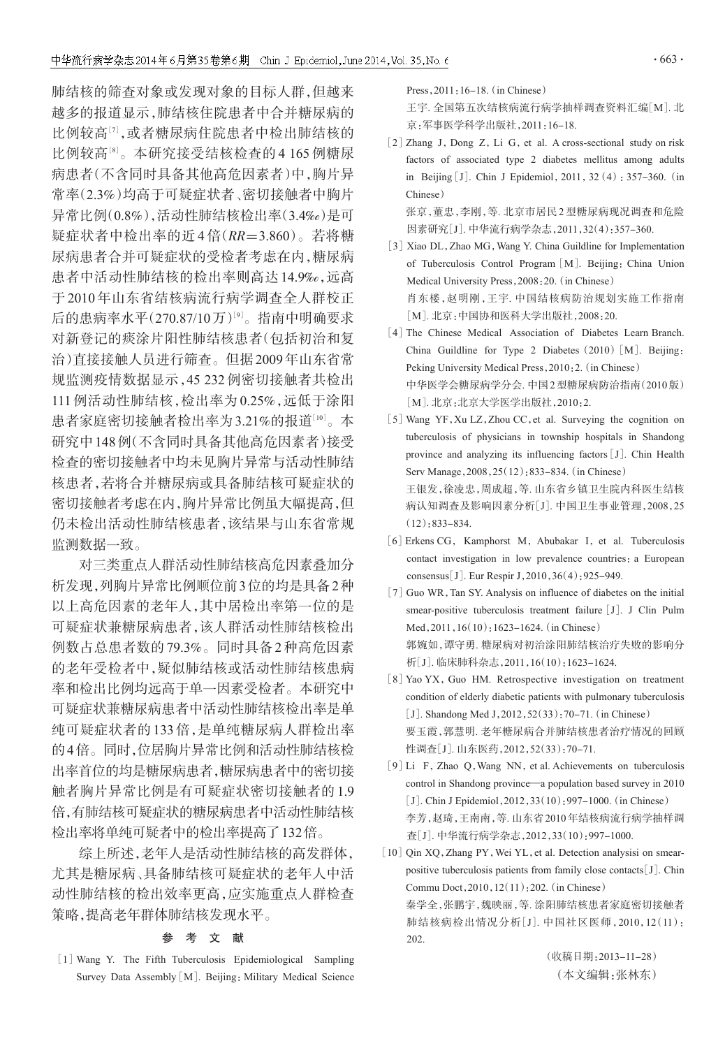肺结核的筛查对象或发现对象的目标人群,但越来越多的报道显示,肺结核住院患者中合并糖尿病的比例较高[7],或者糖尿病住院患者中检出肺结核的比例较高[8]。本研究接受结核检查的4 165例糖尿病患者(不含同时具备其他高危因素者)中,胸片异常率(2.3%)均高于可疑症状者、密切接触者中胸片异常比例(0.8%),活动性肺结核检出率(3.4‰)是可疑症状者中检出率的近4倍($RR$=3.860)。若将糖尿病患者合并可疑症状的受检者考虑在内,糖尿病患者中活动性肺结核的检出率则高达14.9‰,远高于2010年山东省结核病流行病学调查全人群校正后的患病率水平(270.87/10万)[9]。指南中明确要求对新登记的痰涂片阳性肺结核患者(包括初治和复治)直接接触人员进行筛查。但据2009年山东省常规监测疫情数据显示,45 232例密切接触者共检出111例活动性肺结核,检出率为0.25%,远低于涂阳患者家庭密切接触者检出率为3.21%的报道[10]。本研究中148例(不含同时具备其他高危因素者)接受检查的密切接触者中均未见胸片异常与活动性肺结核患者,若将合并糖尿病或具备肺结核可疑症状的密切接触者考虑在内,胸片异常比例虽大幅提高,但仍未检出活动性肺结核患者,该结果与山东省常规监测数据一致。

对三类重点人群活动性肺结核高危因素叠加分析发现,列胸片异常比例顺位前3位的均是具备2种以上高危因素的老年人,其中居检出率第一位的是可疑症状兼糖尿病患者,该人群活动性肺结核检出例数占总患者数的79.3%。同时具备2种高危因素的老年受检者中,疑似肺结核或活动性肺结核患病率和检出比例均远高于单一因素受检者。本研究中可疑症状兼糖尿病患者中活动性肺结核检出率是单纯可疑症状者的133倍,是单纯糖尿病人群检出率的4倍。同时,位居胸片异常比例和活动性肺结核检出率首位的均是糖尿病患者,糖尿病患者中的密切接触者胸片异常比例是有可疑症状密切接触者的1.9倍,有肺结核可疑症状的糖尿病患者中活动性肺结核检出率将单纯可疑者中的检出率提高了132倍。

综上所述,老年人是活动性肺结核的高发群体,尤其是糖尿病、具备肺结核可疑症状的老年人中活动性肺结核的检出效率更高,应实施重点人群检查策略,提高老年群体肺结核发现水平。

## 参 考 文 献

[1] Wang Y. The Fifth Tuberculosis Epidemiological Sampling Survey Data Assembly[M]. Beijing: Military Medical Science Press,2011:16-18.(in Chinese)
王宇. 全国第五次结核病流行病学抽样调查资料汇编[M]. 北京:军事医学科学出版社,2011:16-18.

[2] Zhang J, Dong Z, Li G, et al. A cross-sectional study on risk factors of associated type 2 diabetes mellitus among adults in Beijing[J]. Chin J Epidemiol, 2011, 32(4): 357-360.(in Chinese)
张京,董忠,李刚,等. 北京市居民2型糖尿病现况调查和危险因素研究[J]. 中华流行病学杂志,2011,32(4):357-360.

[3] Xiao DL, Zhao MG, Wang Y. China Guildline for Implementation of Tuberculosis Control Program[M]. Beijing: China Union Medical University Press,2008:20.(in Chinese)
肖东楼,赵明刚,王宇. 中国结核病防治规划实施工作指南[M]. 北京:中国协和医科大学出版社,2008:20.

[4] The Chinese Medical Association of Diabetes Learn Branch. China Guildline for Type 2 Diabetes(2010)[M]. Beijing: Peking University Medical Press,2010:2.(in Chinese)
中华医学会糖尿病学分会. 中国2型糖尿病防治指南(2010版)[M]. 北京:北京大学医学出版社,2010:2.

[5] Wang YF, Xu LZ, Zhou CC, et al. Surveying the cognition on tuberculosis of physicians in township hospitals in Shandong province and analyzing its influencing factors[J]. Chin Health Serv Manage,2008,25(12):833-834.(in Chinese)
王银发,徐凌忠,周成超,等. 山东省乡镇卫生院内科医生结核病认知调查及影响因素分析[J]. 中国卫生事业管理,2008,25(12):833-834.

[6] Erkens CG, Kamphorst M, Abubakar I, et al. Tuberculosis contact investigation in low prevalence countries: a European consensus[J]. Eur Respir J,2010,36(4):925-949.

[7] Guo WR, Tan SY. Analysis on influence of diabetes on the initial smear-positive tuberculosis treatment failure[J]. J Clin Pulm Med,2011,16(10):1623-1624.(in Chinese)
郭婉如,谭守勇. 糖尿病对初治涂阳肺结核治疗失败的影响分析[J]. 临床肺科杂志,2011,16(10):1623-1624.

[8] Yao YX, Guo HM. Retrospective investigation on treatment condition of elderly diabetic patients with pulmonary tuberculosis[J]. Shandong Med J,2012,52(33):70-71.(in Chinese)
要玉霞,郭慧明. 老年糖尿病合并肺结核患者治疗情况的回顾性调查[J]. 山东医药,2012,52(33):70-71.

[9] Li F, Zhao Q, Wang NN, et al. Achievements on tuberculosis control in Shandong province—a population based survey in 2010[J]. Chin J Epidemiol,2012,33(10):997-1000.(in Chinese)
李芳,赵琦,王南南,等. 山东省2010年结核病流行病学抽样调查[J]. 中华流行病学杂志,2012,33(10):997-1000.

[10] Qin XQ, Zhang PY, Wei YL, et al. Detection analysisi on smear-positive tuberculosis patients from family close contacts[J]. Chin Commu Doct,2010,12(11):202.(in Chinese)
秦学全,张鹏宇,魏映丽,等. 涂阳肺结核患者家庭密切接触者肺结核病检出情况分析[J]. 中国社区医师,2010,12(11):202.

(收稿日期:2013-11-28)

(本文编辑:张林东)